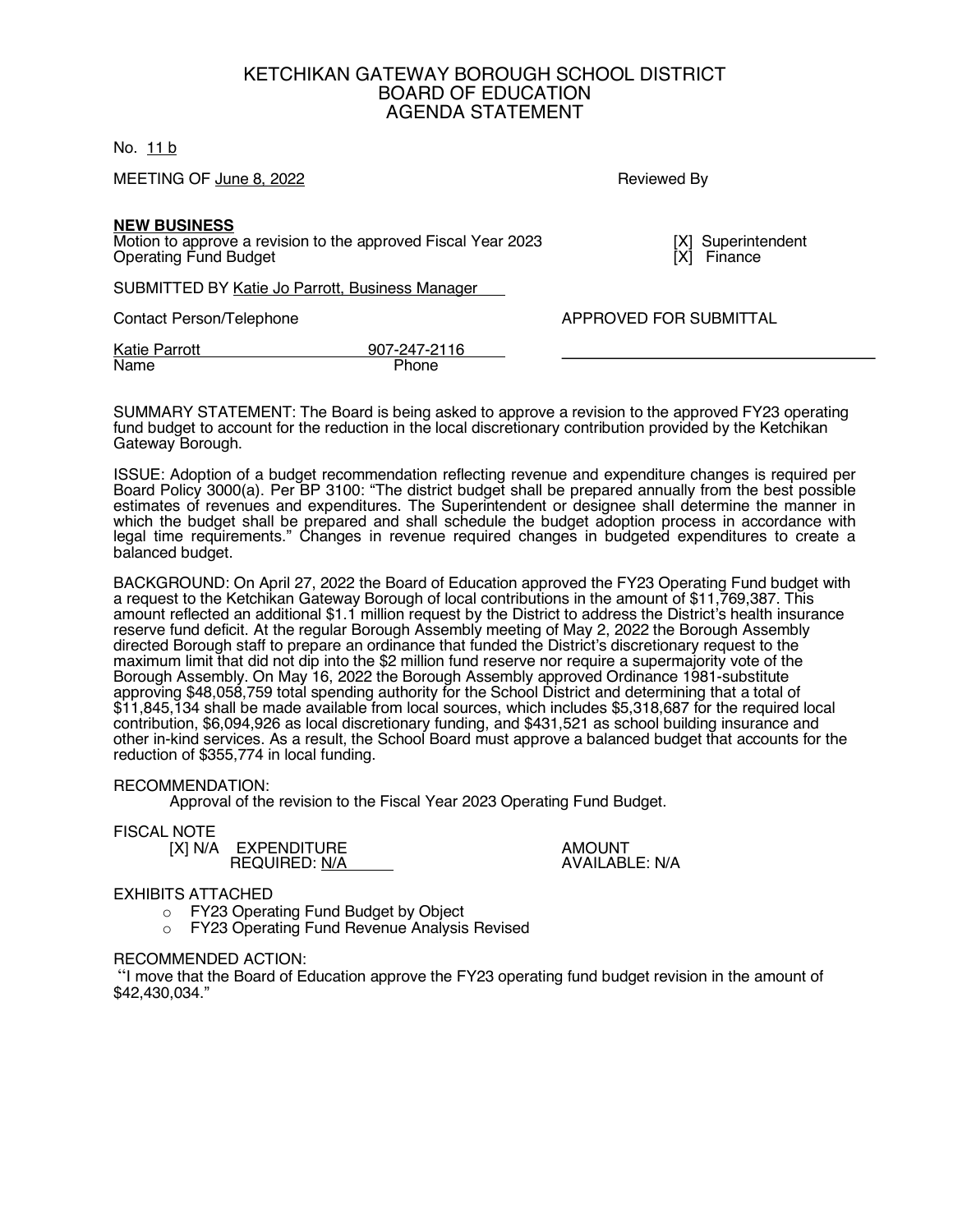# KETCHIKAN GATEWAY BOROUGH SCHOOL DISTRICT
## BOARD OF EDUCATION
## AGENDA STATEMENT

No. 11 b

MEETING OF June 8, 2022

Reviewed By

**NEW BUSINESS**
Motion to approve a revision to the approved Fiscal Year 2023 Operating Fund Budget

[X] Superintendent
[X] Finance

SUBMITTED BY Katie Jo Parrott, Business Manager

Contact Person/Telephone

APPROVED FOR SUBMITTAL

| Name | Phone |
|---|---|
| Katie Parrott | 907-247-2116 |

SUMMARY STATEMENT: The Board is being asked to approve a revision to the approved FY23 operating fund budget to account for the reduction in the local discretionary contribution provided by the Ketchikan Gateway Borough.

ISSUE: Adoption of a budget recommendation reflecting revenue and expenditure changes is required per Board Policy 3000(a). Per BP 3100: "The district budget shall be prepared annually from the best possible estimates of revenues and expenditures. The Superintendent or designee shall determine the manner in which the budget shall be prepared and shall schedule the budget adoption process in accordance with legal time requirements." Changes in revenue required changes in budgeted expenditures to create a balanced budget.

BACKGROUND: On April 27, 2022 the Board of Education approved the FY23 Operating Fund budget with a request to the Ketchikan Gateway Borough of local contributions in the amount of $11,769,387. This amount reflected an additional $1.1 million request by the District to address the District's health insurance reserve fund deficit. At the regular Borough Assembly meeting of May 2, 2022 the Borough Assembly directed Borough staff to prepare an ordinance that funded the District's discretionary request to the maximum limit that did not dip into the $2 million fund reserve nor require a supermajority vote of the Borough Assembly. On May 16, 2022 the Borough Assembly approved Ordinance 1981-substitute approving $48,058,759 total spending authority for the School District and determining that a total of $11,845,134 shall be made available from local sources, which includes $5,318,687 for the required local contribution, $6,094,926 as local discretionary funding, and $431,521 as school building insurance and other in-kind services. As a result, the School Board must approve a balanced budget that accounts for the reduction of $355,774 in local funding.

RECOMMENDATION:
Approval of the revision to the Fiscal Year 2023 Operating Fund Budget.

FISCAL NOTE
[X] N/A EXPENDITURE REQUIRED: N/A
AMOUNT AVAILABLE: N/A

EXHIBITS ATTACHED
- FY23 Operating Fund Budget by Object
- FY23 Operating Fund Revenue Analysis Revised

RECOMMENDED ACTION:
"I move that the Board of Education approve the FY23 operating fund budget revision in the amount of $42,430,034."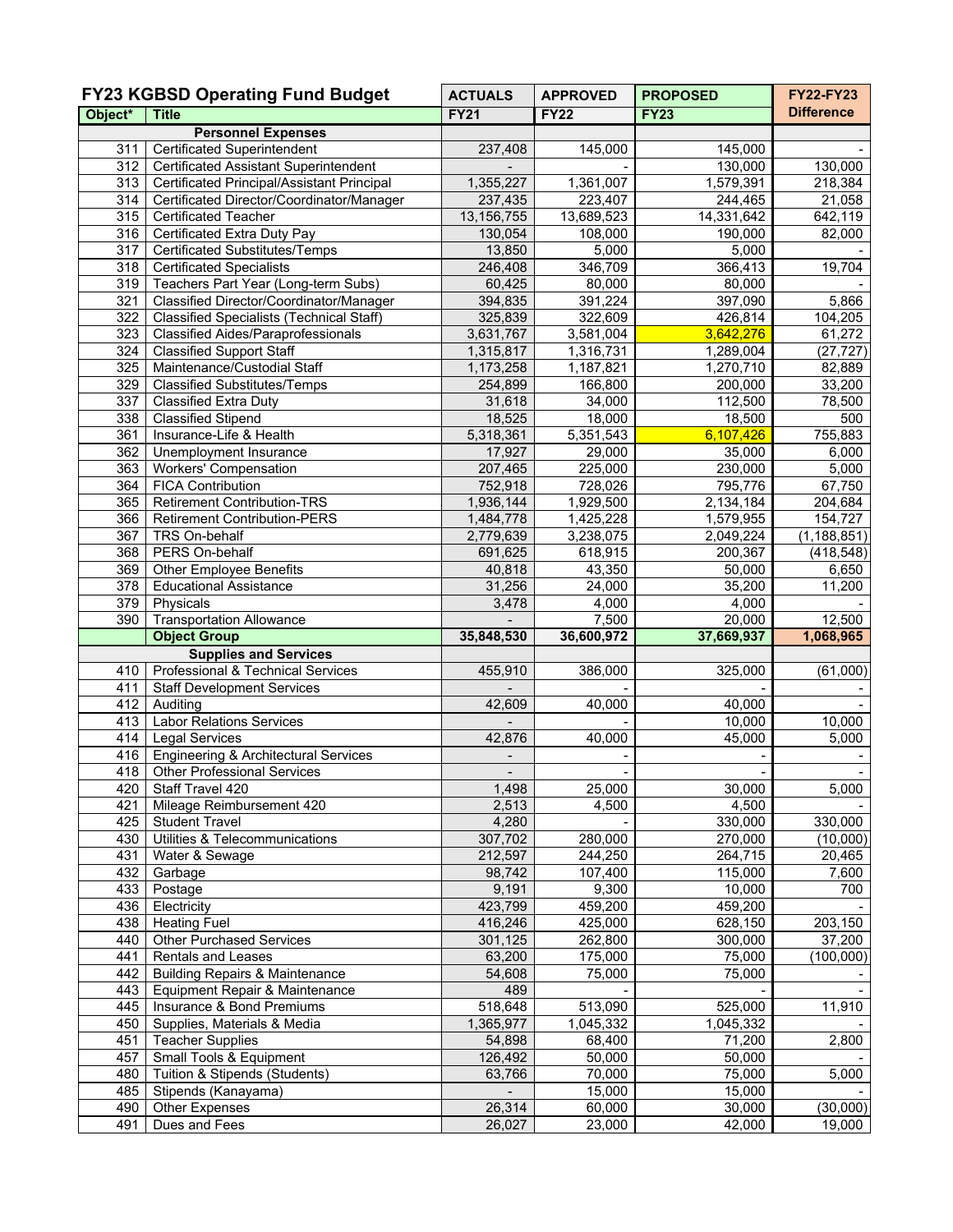| FY23 KGBSD Operating Fund Budget | | ACTUALS | APPROVED | PROPOSED | FY22-FY23 |
|---|---|---|---|---|---|
| Object* | Title | FY21 | FY22 | FY23 | Difference |
| | **Personnel Expenses** | | | | |
| 311 | Certificated Superintendent | 237,408 | 145,000 | 145,000 | - |
| 312 | Certificated Assistant Superintendent | - | - | 130,000 | 130,000 |
| 313 | Certificated Principal/Assistant Principal | 1,355,227 | 1,361,007 | 1,579,391 | 218,384 |
| 314 | Certificated Director/Coordinator/Manager | 237,435 | 223,407 | 244,465 | 21,058 |
| 315 | Certificated Teacher | 13,156,755 | 13,689,523 | 14,331,642 | 642,119 |
| 316 | Certificated Extra Duty Pay | 130,054 | 108,000 | 190,000 | 82,000 |
| 317 | Certificated Substitutes/Temps | 13,850 | 5,000 | 5,000 | - |
| 318 | Certificated Specialists | 246,408 | 346,709 | 366,413 | 19,704 |
| 319 | Teachers Part Year (Long-term Subs) | 60,425 | 80,000 | 80,000 | - |
| 321 | Classified Director/Coordinator/Manager | 394,835 | 391,224 | 397,090 | 5,866 |
| 322 | Classified Specialists (Technical Staff) | 325,839 | 322,609 | 426,814 | 104,205 |
| 323 | Classified Aides/Paraprofessionals | 3,631,767 | 3,581,004 | 3,642,276 | 61,272 |
| 324 | Classified Support Staff | 1,315,817 | 1,316,731 | 1,289,004 | (27,727) |
| 325 | Maintenance/Custodial Staff | 1,173,258 | 1,187,821 | 1,270,710 | 82,889 |
| 329 | Classified Substitutes/Temps | 254,899 | 166,800 | 200,000 | 33,200 |
| 337 | Classified Extra Duty | 31,618 | 34,000 | 112,500 | 78,500 |
| 338 | Classified Stipend | 18,525 | 18,000 | 18,500 | 500 |
| 361 | Insurance-Life & Health | 5,318,361 | 5,351,543 | 6,107,426 | 755,883 |
| 362 | Unemployment Insurance | 17,927 | 29,000 | 35,000 | 6,000 |
| 363 | Workers' Compensation | 207,465 | 225,000 | 230,000 | 5,000 |
| 364 | FICA Contribution | 752,918 | 728,026 | 795,776 | 67,750 |
| 365 | Retirement Contribution-TRS | 1,936,144 | 1,929,500 | 2,134,184 | 204,684 |
| 366 | Retirement Contribution-PERS | 1,484,778 | 1,425,228 | 1,579,955 | 154,727 |
| 367 | TRS On-behalf | 2,779,639 | 3,238,075 | 2,049,224 | (1,188,851) |
| 368 | PERS On-behalf | 691,625 | 618,915 | 200,367 | (418,548) |
| 369 | Other Employee Benefits | 40,818 | 43,350 | 50,000 | 6,650 |
| 378 | Educational Assistance | 31,256 | 24,000 | 35,200 | 11,200 |
| 379 | Physicals | 3,478 | 4,000 | 4,000 | - |
| 390 | Transportation Allowance | - | 7,500 | 20,000 | 12,500 |
| | **Object Group** | **35,848,530** | **36,600,972** | **37,669,937** | **1,068,965** |
| | **Supplies and Services** | | | | |
| 410 | Professional & Technical Services | 455,910 | 386,000 | 325,000 | (61,000) |
| 411 | Staff Development Services | - | - | - | - |
| 412 | Auditing | 42,609 | 40,000 | 40,000 | - |
| 413 | Labor Relations Services | - | - | 10,000 | 10,000 |
| 414 | Legal Services | 42,876 | 40,000 | 45,000 | 5,000 |
| 416 | Engineering & Architectural Services | - | - | - | - |
| 418 | Other Professional Services | - | - | - | - |
| 420 | Staff Travel 420 | 1,498 | 25,000 | 30,000 | 5,000 |
| 421 | Mileage Reimbursement 420 | 2,513 | 4,500 | 4,500 | - |
| 425 | Student Travel | 4,280 | - | 330,000 | 330,000 |
| 430 | Utilities & Telecommunications | 307,702 | 280,000 | 270,000 | (10,000) |
| 431 | Water & Sewage | 212,597 | 244,250 | 264,715 | 20,465 |
| 432 | Garbage | 98,742 | 107,400 | 115,000 | 7,600 |
| 433 | Postage | 9,191 | 9,300 | 10,000 | 700 |
| 436 | Electricity | 423,799 | 459,200 | 459,200 | - |
| 438 | Heating Fuel | 416,246 | 425,000 | 628,150 | 203,150 |
| 440 | Other Purchased Services | 301,125 | 262,800 | 300,000 | 37,200 |
| 441 | Rentals and Leases | 63,200 | 175,000 | 75,000 | (100,000) |
| 442 | Building Repairs & Maintenance | 54,608 | 75,000 | 75,000 | - |
| 443 | Equipment Repair & Maintenance | 489 | - | - | - |
| 445 | Insurance & Bond Premiums | 518,648 | 513,090 | 525,000 | 11,910 |
| 450 | Supplies, Materials & Media | 1,365,977 | 1,045,332 | 1,045,332 | - |
| 451 | Teacher Supplies | 54,898 | 68,400 | 71,200 | 2,800 |
| 457 | Small Tools & Equipment | 126,492 | 50,000 | 50,000 | - |
| 480 | Tuition & Stipends (Students) | 63,766 | 70,000 | 75,000 | 5,000 |
| 485 | Stipends (Kanayama) | - | 15,000 | 15,000 | - |
| 490 | Other Expenses | 26,314 | 60,000 | 30,000 | (30,000) |
| 491 | Dues and Fees | 26,027 | 23,000 | 42,000 | 19,000 |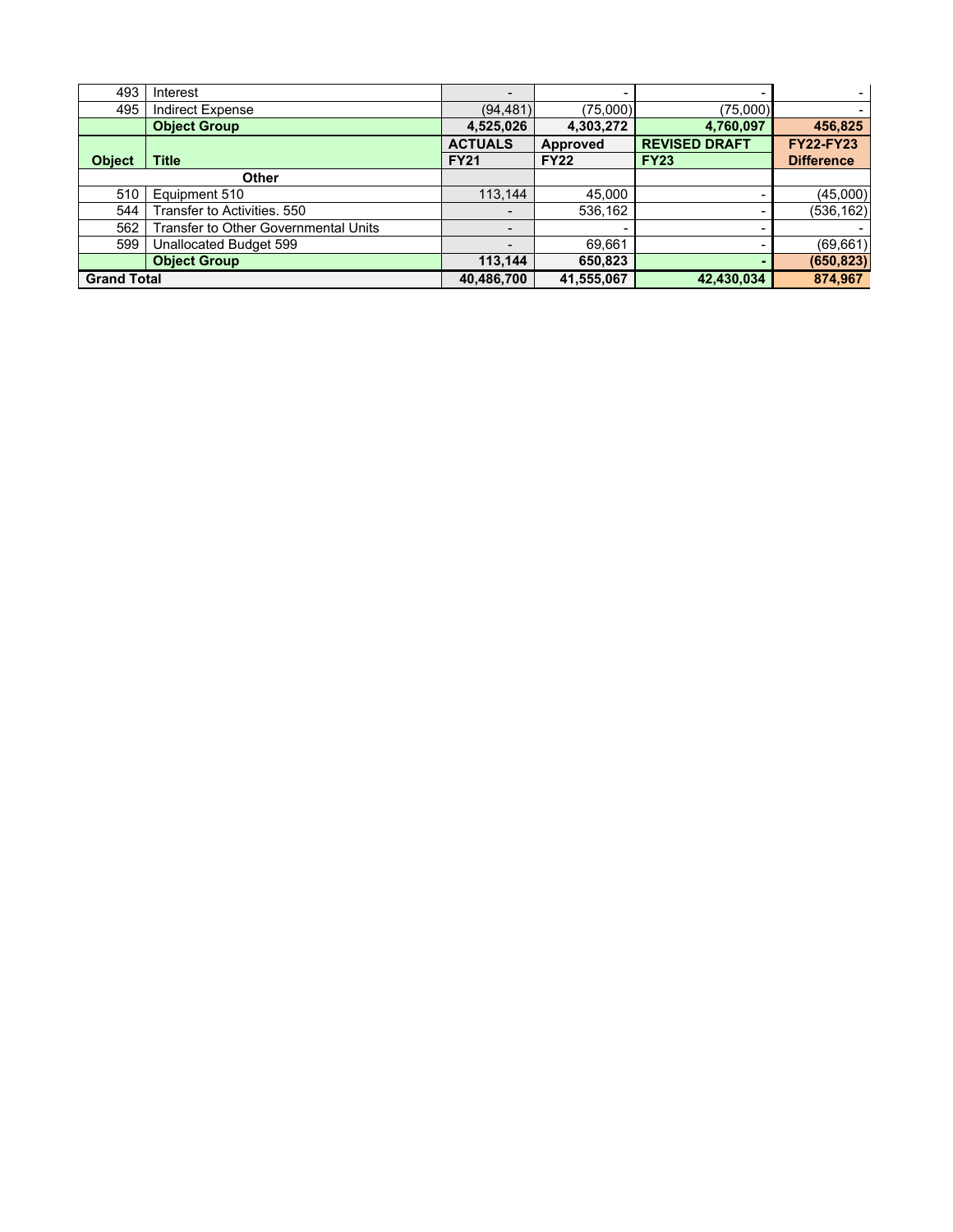| | | | | | |
|---|---|---|---|---|---|
| 493 | Interest | - | - | - | - |
| 495 | Indirect Expense | (94,481) | (75,000) | (75,000) | - |
| | **Object Group** | **4,525,026** | **4,303,272** | **4,760,097** | **456,825** |
| **Object** | **Title** | **ACTUALS FY21** | **Approved FY22** | **REVISED DRAFT FY23** | **FY22-FY23 Difference** |
| | **Other** | | | | |
| 510 | Equipment 510 | 113,144 | 45,000 | - | (45,000) |
| 544 | Transfer to Activities. 550 | - | 536,162 | - | (536,162) |
| 562 | Transfer to Other Governmental Units | - | - | - | - |
| 599 | Unallocated Budget 599 | - | 69,661 | - | (69,661) |
| | **Object Group** | **113,144** | **650,823** | **-** | **(650,823)** |
| **Grand Total** | | **40,486,700** | **41,555,067** | **42,430,034** | **874,967** |